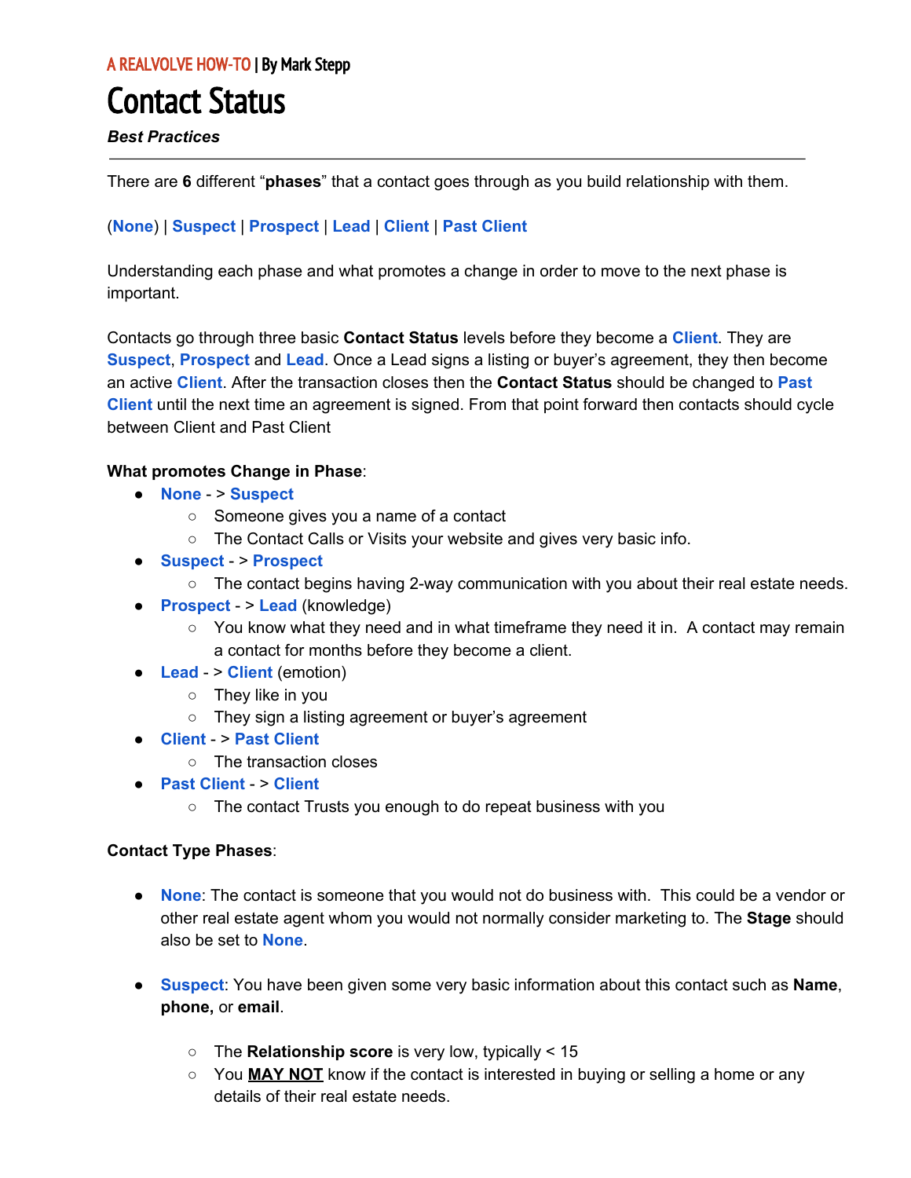A REALVOLVE HOW-TO | By Mark Stepp

# Contact Status

***Best Practices***

---

There are **6** different "**phases**" that a contact goes through as you build relationship with them.

(**None**) | **Suspect** | **Prospect** | **Lead** | **Client** | **Past Client**

Understanding each phase and what promotes a change in order to move to the next phase is important.

Contacts go through three basic **Contact Status** levels before they become a **Client**. They are **Suspect**, **Prospect** and **Lead**. Once a Lead signs a listing or buyer's agreement, they then become an active **Client**. After the transaction closes then the **Contact Status** should be changed to **Past Client** until the next time an agreement is signed. From that point forward then contacts should cycle between Client and Past Client

**What promotes Change in Phase**:

- **None** - > **Suspect**
  - Someone gives you a name of a contact
  - The Contact Calls or Visits your website and gives very basic info.
- **Suspect** - > **Prospect**
  - The contact begins having 2-way communication with you about their real estate needs.
- **Prospect** - > **Lead** (knowledge)
  - You know what they need and in what timeframe they need it in. A contact may remain a contact for months before they become a client.
- **Lead** - > **Client** (emotion)
  - They like in you
  - They sign a listing agreement or buyer's agreement
- **Client** - > **Past Client**
  - The transaction closes
- **Past Client** - > **Client**
  - The contact Trusts you enough to do repeat business with you

**Contact Type Phases**:

- **None**: The contact is someone that you would not do business with. This could be a vendor or other real estate agent whom you would not normally consider marketing to. The **Stage** should also be set to **None**.

- **Suspect**: You have been given some very basic information about this contact such as **Name**, **phone,** or **email**.

  - The **Relationship score** is very low, typically < 15
  - You **MAY NOT** know if the contact is interested in buying or selling a home or any details of their real estate needs.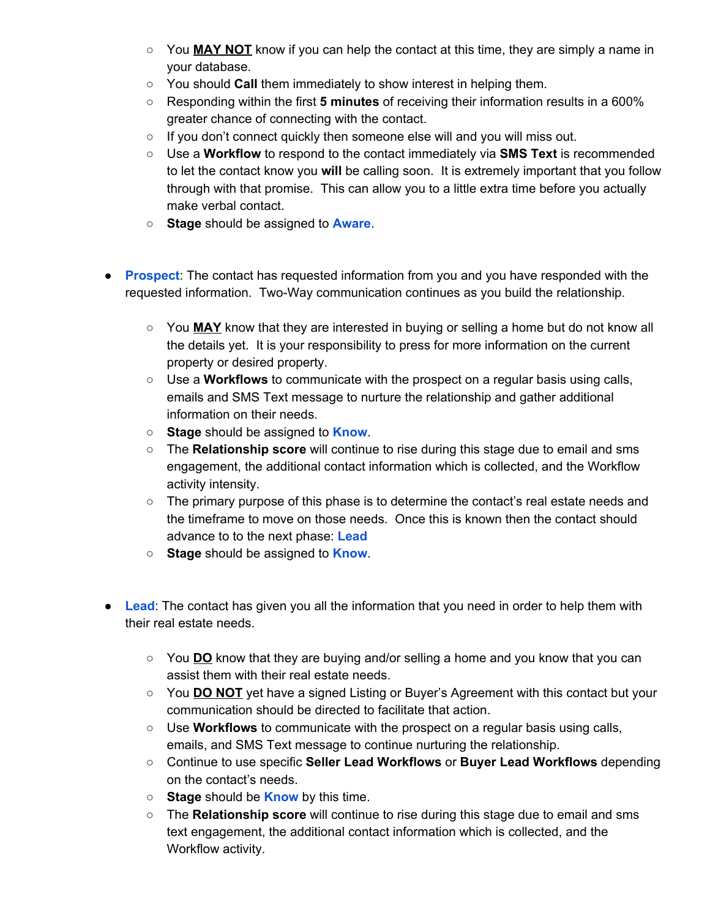- You **MAY NOT** know if you can help the contact at this time, they are simply a name in your database.
  - You should **Call** them immediately to show interest in helping them.
  - Responding within the first **5 minutes** of receiving their information results in a 600% greater chance of connecting with the contact.
  - If you don't connect quickly then someone else will and you will miss out.
  - Use a **Workflow** to respond to the contact immediately via **SMS Text** is recommended to let the contact know you **will** be calling soon. It is extremely important that you follow through with that promise. This can allow you to a little extra time before you actually make verbal contact.
  - **Stage** should be assigned to **Aware**.

- **Prospect**: The contact has requested information from you and you have responded with the requested information. Two-Way communication continues as you build the relationship.

  - You **MAY** know that they are interested in buying or selling a home but do not know all the details yet. It is your responsibility to press for more information on the current property or desired property.
  - Use a **Workflows** to communicate with the prospect on a regular basis using calls, emails and SMS Text message to nurture the relationship and gather additional information on their needs.
  - **Stage** should be assigned to **Know**.
  - The **Relationship score** will continue to rise during this stage due to email and sms engagement, the additional contact information which is collected, and the Workflow activity intensity.
  - The primary purpose of this phase is to determine the contact's real estate needs and the timeframe to move on those needs. Once this is known then the contact should advance to to the next phase: **Lead**
  - **Stage** should be assigned to **Know**.

- **Lead**: The contact has given you all the information that you need in order to help them with their real estate needs.

  - You **DO** know that they are buying and/or selling a home and you know that you can assist them with their real estate needs.
  - You **DO NOT** yet have a signed Listing or Buyer's Agreement with this contact but your communication should be directed to facilitate that action.
  - Use **Workflows** to communicate with the prospect on a regular basis using calls, emails, and SMS Text message to continue nurturing the relationship.
  - Continue to use specific **Seller Lead Workflows** or **Buyer Lead Workflows** depending on the contact's needs.
  - **Stage** should be **Know** by this time.
  - The **Relationship score** will continue to rise during this stage due to email and sms text engagement, the additional contact information which is collected, and the Workflow activity.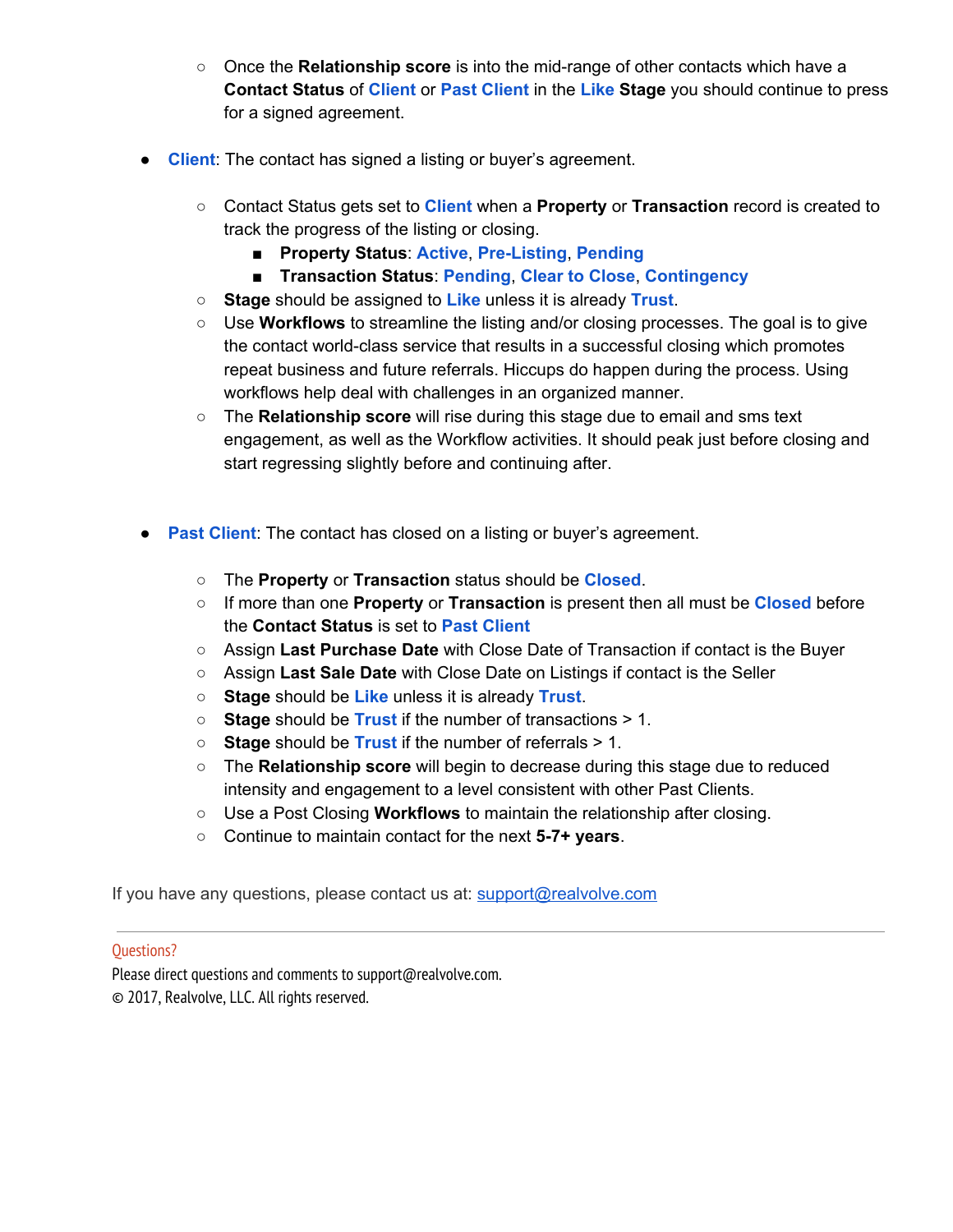- Once the **Relationship score** is into the mid-range of other contacts which have a **Contact Status** of **Client** or **Past Client** in the **Like Stage** you should continue to press for a signed agreement.

- **Client**: The contact has signed a listing or buyer's agreement.
    - Contact Status gets set to **Client** when a **Property** or **Transaction** record is created to track the progress of the listing or closing.
        - **Property Status**: **Active**, **Pre-Listing**, **Pending**
        - **Transaction Status**: **Pending**, **Clear to Close**, **Contingency**
    - **Stage** should be assigned to **Like** unless it is already **Trust**.
    - Use **Workflows** to streamline the listing and/or closing processes. The goal is to give the contact world-class service that results in a successful closing which promotes repeat business and future referrals. Hiccups do happen during the process. Using workflows help deal with challenges in an organized manner.
    - The **Relationship score** will rise during this stage due to email and sms text engagement, as well as the Workflow activities. It should peak just before closing and start regressing slightly before and continuing after.

- **Past Client**: The contact has closed on a listing or buyer's agreement.
    - The **Property** or **Transaction** status should be **Closed**.
    - If more than one **Property** or **Transaction** is present then all must be **Closed** before the **Contact Status** is set to **Past Client**
    - Assign **Last Purchase Date** with Close Date of Transaction if contact is the Buyer
    - Assign **Last Sale Date** with Close Date on Listings if contact is the Seller
    - **Stage** should be **Like** unless it is already **Trust**.
    - **Stage** should be **Trust** if the number of transactions > 1.
    - **Stage** should be **Trust** if the number of referrals > 1.
    - The **Relationship score** will begin to decrease during this stage due to reduced intensity and engagement to a level consistent with other Past Clients.
    - Use a Post Closing **Workflows** to maintain the relationship after closing.
    - Continue to maintain contact for the next **5-7+ years**.

If you have any questions, please contact us at: support@realvolve.com

---

Questions?

Please direct questions and comments to support@realvolve.com.

© 2017, Realvolve, LLC. All rights reserved.